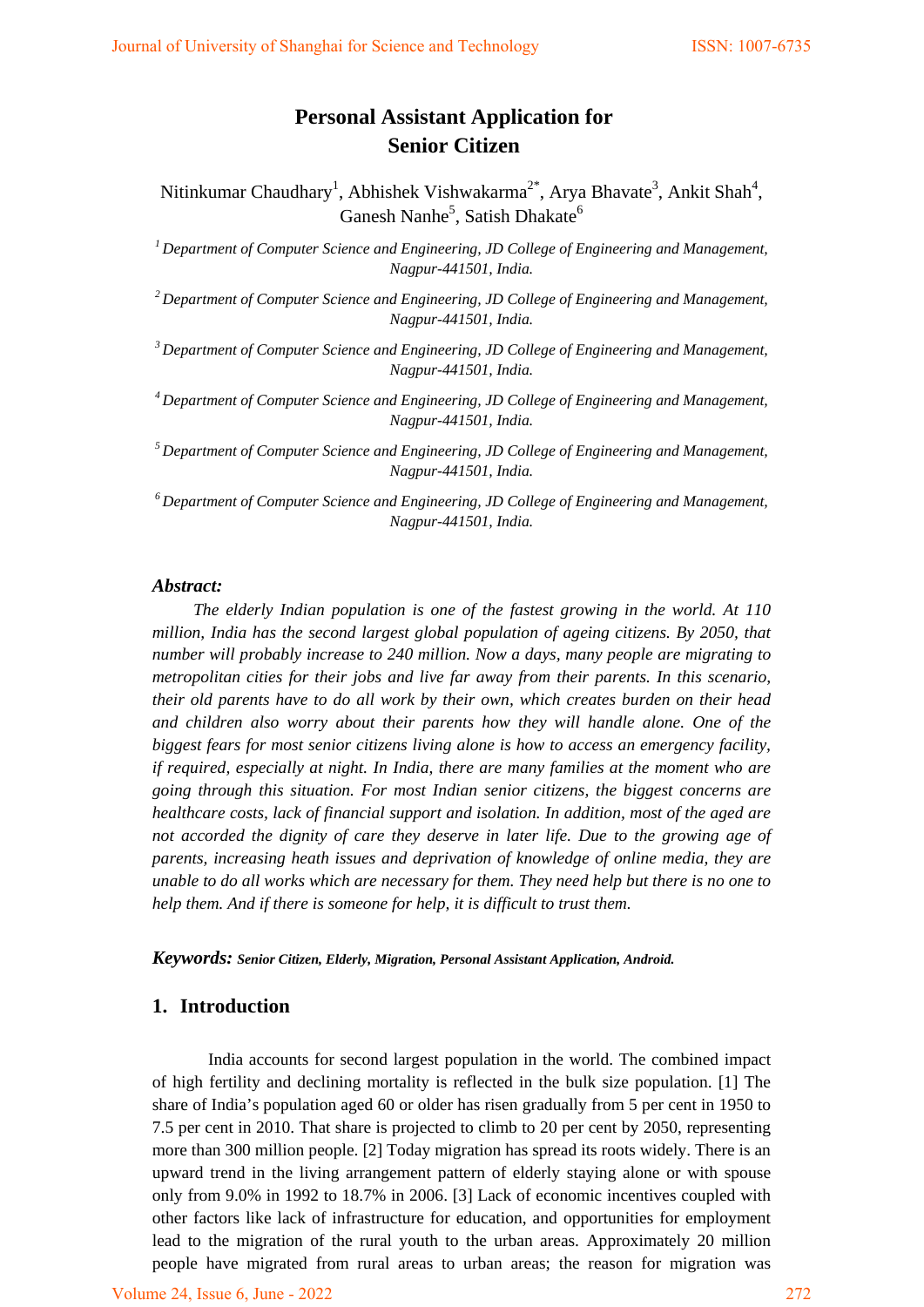# Personal Assistant Application for Senior Citizen

Nitinkumar Chaudhary[1], Abhishek Vishwakarma[2*], Arya Bhavate[3], Ankit Shah[4], Ganesh Nanhe[5], Satish Dhakate[6]

*[1] Department of Computer Science and Engineering, JD College of Engineering and Management, Nagpur-441501, India.*

*[2] Department of Computer Science and Engineering, JD College of Engineering and Management, Nagpur-441501, India.*

*[3] Department of Computer Science and Engineering, JD College of Engineering and Management, Nagpur-441501, India.*

*[4] Department of Computer Science and Engineering, JD College of Engineering and Management, Nagpur-441501, India.*

*[5] Department of Computer Science and Engineering, JD College of Engineering and Management, Nagpur-441501, India.*

*[6] Department of Computer Science and Engineering, JD College of Engineering and Management, Nagpur-441501, India.*

### *Abstract:*

*The elderly Indian population is one of the fastest growing in the world. At 110 million, India has the second largest global population of ageing citizens. By 2050, that number will probably increase to 240 million. Now a days, many people are migrating to metropolitan cities for their jobs and live far away from their parents. In this scenario, their old parents have to do all work by their own, which creates burden on their head and children also worry about their parents how they will handle alone. One of the biggest fears for most senior citizens living alone is how to access an emergency facility, if required, especially at night. In India, there are many families at the moment who are going through this situation. For most Indian senior citizens, the biggest concerns are healthcare costs, lack of financial support and isolation. In addition, most of the aged are not accorded the dignity of care they deserve in later life. Due to the growing age of parents, increasing heath issues and deprivation of knowledge of online media, they are unable to do all works which are necessary for them. They need help but there is no one to help them. And if there is someone for help, it is difficult to trust them.*

***Keywords:*** ***Senior Citizen, Elderly, Migration, Personal Assistant Application, Android.***

## 1. Introduction

India accounts for second largest population in the world. The combined impact of high fertility and declining mortality is reflected in the bulk size population. [1] The share of India's population aged 60 or older has risen gradually from 5 per cent in 1950 to 7.5 per cent in 2010. That share is projected to climb to 20 per cent by 2050, representing more than 300 million people. [2] Today migration has spread its roots widely. There is an upward trend in the living arrangement pattern of elderly staying alone or with spouse only from 9.0% in 1992 to 18.7% in 2006. [3] Lack of economic incentives coupled with other factors like lack of infrastructure for education, and opportunities for employment lead to the migration of the rural youth to the urban areas. Approximately 20 million people have migrated from rural areas to urban areas; the reason for migration was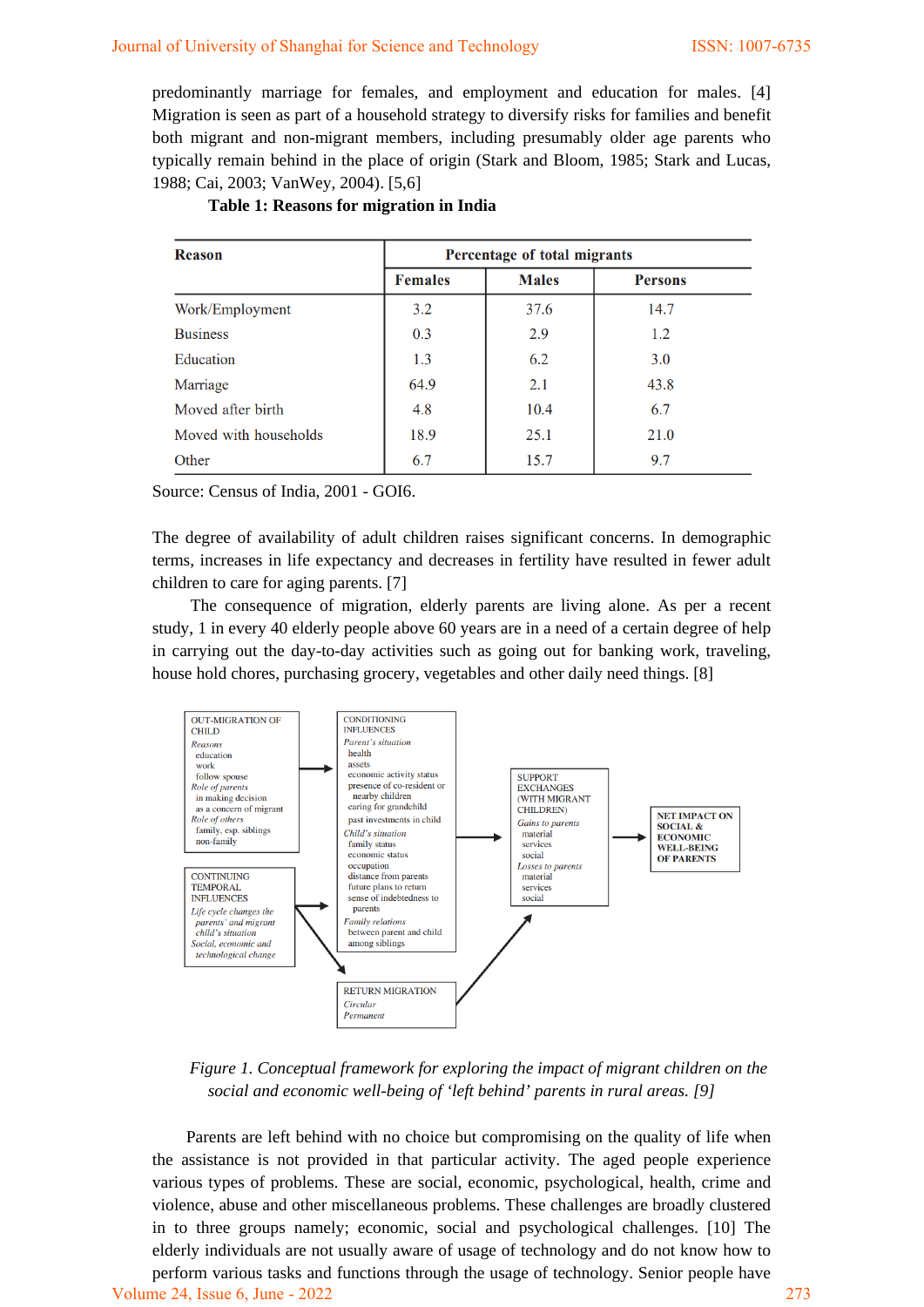predominantly marriage for females, and employment and education for males. [4] Migration is seen as part of a household strategy to diversify risks for families and benefit both migrant and non-migrant members, including presumably older age parents who typically remain behind in the place of origin (Stark and Bloom, 1985; Stark and Lucas, 1988; Cai, 2003; VanWey, 2004). [5,6]

**Table 1: Reasons for migration in India**

| Reason | Percentage of total migrants | | |
|---|---|---|---|
| | **Females** | **Males** | **Persons** |
| Work/Employment | 3.2 | 37.6 | 14.7 |
| Business | 0.3 | 2.9 | 1.2 |
| Education | 1.3 | 6.2 | 3.0 |
| Marriage | 64.9 | 2.1 | 43.8 |
| Moved after birth | 4.8 | 10.4 | 6.7 |
| Moved with households | 18.9 | 25.1 | 21.0 |
| Other | 6.7 | 15.7 | 9.7 |

Source: Census of India, 2001 - GOI6.

The degree of availability of adult children raises significant concerns. In demographic terms, increases in life expectancy and decreases in fertility have resulted in fewer adult children to care for aging parents. [7]

The consequence of migration, elderly parents are living alone. As per a recent study, 1 in every 40 elderly people above 60 years are in a need of a certain degree of help in carrying out the day-to-day activities such as going out for banking work, traveling, house hold chores, purchasing grocery, vegetables and other daily need things. [8]

*Figure 1. Conceptual framework for exploring the impact of migrant children on the social and economic well-being of 'left behind' parents in rural areas. [9]*

Parents are left behind with no choice but compromising on the quality of life when the assistance is not provided in that particular activity. The aged people experience various types of problems. These are social, economic, psychological, health, crime and violence, abuse and other miscellaneous problems. These challenges are broadly clustered in to three groups namely; economic, social and psychological challenges. [10] The elderly individuals are not usually aware of usage of technology and do not know how to perform various tasks and functions through the usage of technology. Senior people have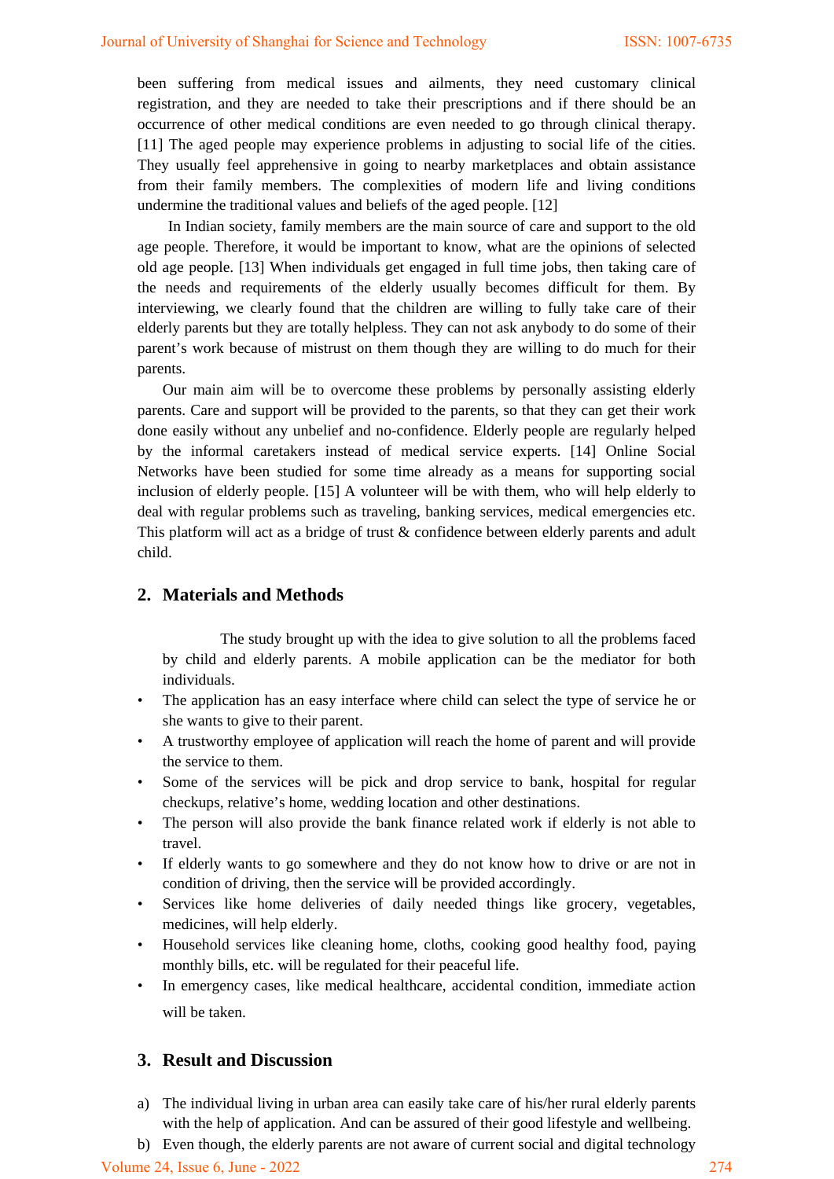been suffering from medical issues and ailments, they need customary clinical registration, and they are needed to take their prescriptions and if there should be an occurrence of other medical conditions are even needed to go through clinical therapy. [11] The aged people may experience problems in adjusting to social life of the cities. They usually feel apprehensive in going to nearby marketplaces and obtain assistance from their family members. The complexities of modern life and living conditions undermine the traditional values and beliefs of the aged people. [12]

In Indian society, family members are the main source of care and support to the old age people. Therefore, it would be important to know, what are the opinions of selected old age people. [13] When individuals get engaged in full time jobs, then taking care of the needs and requirements of the elderly usually becomes difficult for them. By interviewing, we clearly found that the children are willing to fully take care of their elderly parents but they are totally helpless. They can not ask anybody to do some of their parent's work because of mistrust on them though they are willing to do much for their parents.

Our main aim will be to overcome these problems by personally assisting elderly parents. Care and support will be provided to the parents, so that they can get their work done easily without any unbelief and no-confidence. Elderly people are regularly helped by the informal caretakers instead of medical service experts. [14] Online Social Networks have been studied for some time already as a means for supporting social inclusion of elderly people. [15] A volunteer will be with them, who will help elderly to deal with regular problems such as traveling, banking services, medical emergencies etc. This platform will act as a bridge of trust & confidence between elderly parents and adult child.

## 2. Materials and Methods

The study brought up with the idea to give solution to all the problems faced by child and elderly parents. A mobile application can be the mediator for both individuals.

- The application has an easy interface where child can select the type of service he or she wants to give to their parent.
- A trustworthy employee of application will reach the home of parent and will provide the service to them.
- Some of the services will be pick and drop service to bank, hospital for regular checkups, relative's home, wedding location and other destinations.
- The person will also provide the bank finance related work if elderly is not able to travel.
- If elderly wants to go somewhere and they do not know how to drive or are not in condition of driving, then the service will be provided accordingly.
- Services like home deliveries of daily needed things like grocery, vegetables, medicines, will help elderly.
- Household services like cleaning home, cloths, cooking good healthy food, paying monthly bills, etc. will be regulated for their peaceful life.
- In emergency cases, like medical healthcare, accidental condition, immediate action will be taken.

## 3. Result and Discussion

a) The individual living in urban area can easily take care of his/her rural elderly parents with the help of application. And can be assured of their good lifestyle and wellbeing.

b) Even though, the elderly parents are not aware of current social and digital technology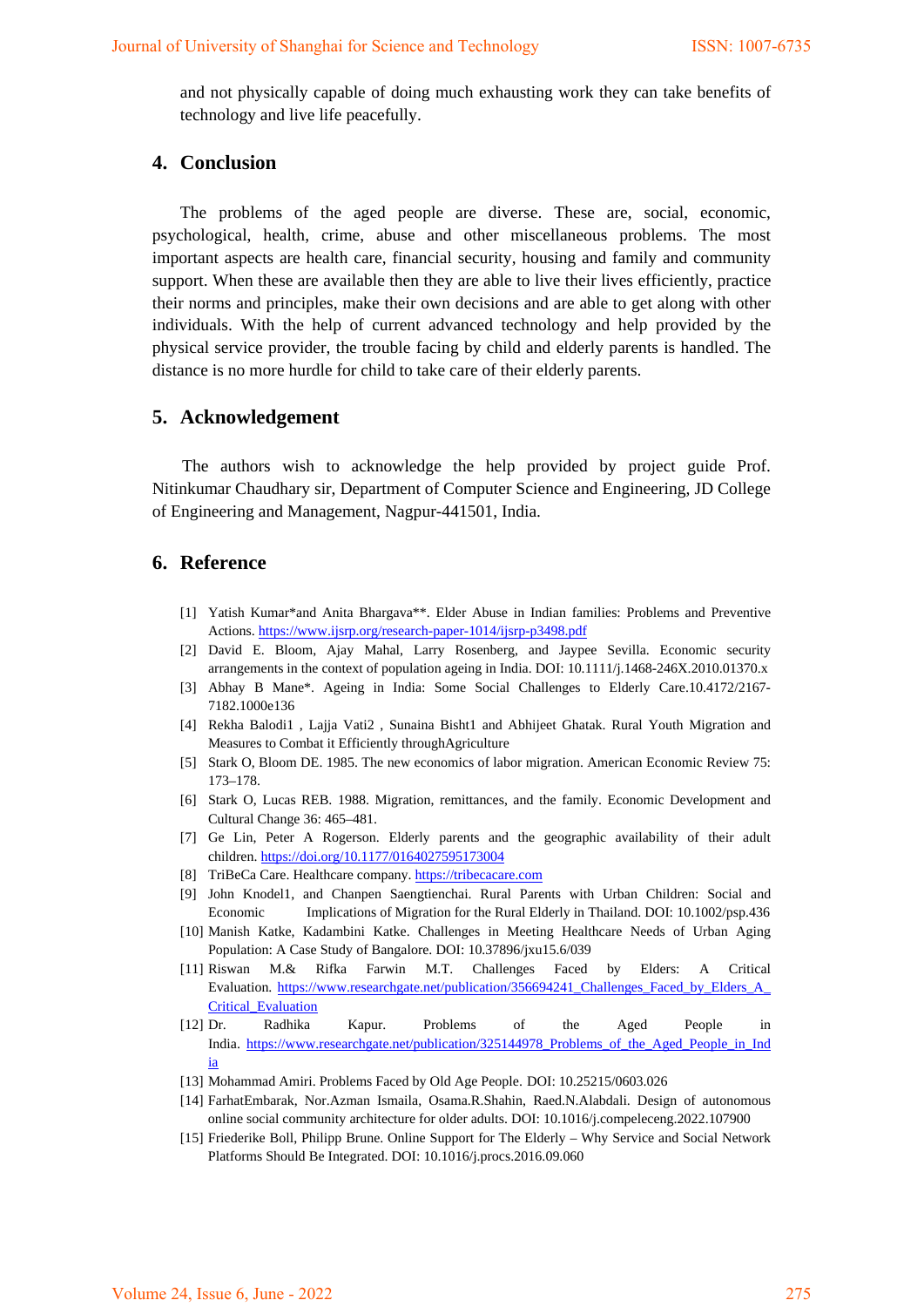and not physically capable of doing much exhausting work they can take benefits of technology and live life peacefully.

## 4. Conclusion

The problems of the aged people are diverse. These are, social, economic, psychological, health, crime, abuse and other miscellaneous problems. The most important aspects are health care, financial security, housing and family and community support. When these are available then they are able to live their lives efficiently, practice their norms and principles, make their own decisions and are able to get along with other individuals. With the help of current advanced technology and help provided by the physical service provider, the trouble facing by child and elderly parents is handled. The distance is no more hurdle for child to take care of their elderly parents.

## 5. Acknowledgement

The authors wish to acknowledge the help provided by project guide Prof. Nitinkumar Chaudhary sir, Department of Computer Science and Engineering, JD College of Engineering and Management, Nagpur-441501, India.

## 6. Reference

[1] Yatish Kumar*and Anita Bhargava**. Elder Abuse in Indian families: Problems and Preventive Actions. https://www.ijsrp.org/research-paper-1014/ijsrp-p3498.pdf

[2] David E. Bloom, Ajay Mahal, Larry Rosenberg, and Jaypee Sevilla. Economic security arrangements in the context of population ageing in India. DOI: 10.1111/j.1468-246X.2010.01370.x

[3] Abhay B Mane*. Ageing in India: Some Social Challenges to Elderly Care.10.4172/2167-7182.1000e136

[4] Rekha Balodi1 , Lajja Vati2 , Sunaina Bisht1 and Abhijeet Ghatak. Rural Youth Migration and Measures to Combat it Efficiently throughAgriculture

[5] Stark O, Bloom DE. 1985. The new economics of labor migration. American Economic Review 75: 173–178.

[6] Stark O, Lucas REB. 1988. Migration, remittances, and the family. Economic Development and Cultural Change 36: 465–481.

[7] Ge Lin, Peter A Rogerson. Elderly parents and the geographic availability of their adult children. https://doi.org/10.1177/0164027595173004

[8] TriBeCa Care. Healthcare company. https://tribecacare.com

[9] John Knodel1, and Chanpen Saengtienchai. Rural Parents with Urban Children: Social and Economic Implications of Migration for the Rural Elderly in Thailand. DOI: 10.1002/psp.436

[10] Manish Katke, Kadambini Katke. Challenges in Meeting Healthcare Needs of Urban Aging Population: A Case Study of Bangalore. DOI: 10.37896/jxu15.6/039

[11] Riswan M.& Rifka Farwin M.T. Challenges Faced by Elders: A Critical Evaluation. https://www.researchgate.net/publication/356694241_Challenges_Faced_by_Elders_A_Critical_Evaluation

[12] Dr. Radhika Kapur. Problems of the Aged People in India. https://www.researchgate.net/publication/325144978_Problems_of_the_Aged_People_in_India

[13] Mohammad Amiri. Problems Faced by Old Age People. DOI: 10.25215/0603.026

[14] FarhatEmbarak, Nor.Azman Ismaila, Osama.R.Shahin, Raed.N.Alabdali. Design of autonomous online social community architecture for older adults. DOI: 10.1016/j.compeleceng.2022.107900

[15] Friederike Boll, Philipp Brune. Online Support for The Elderly – Why Service and Social Network Platforms Should Be Integrated. DOI: 10.1016/j.procs.2016.09.060